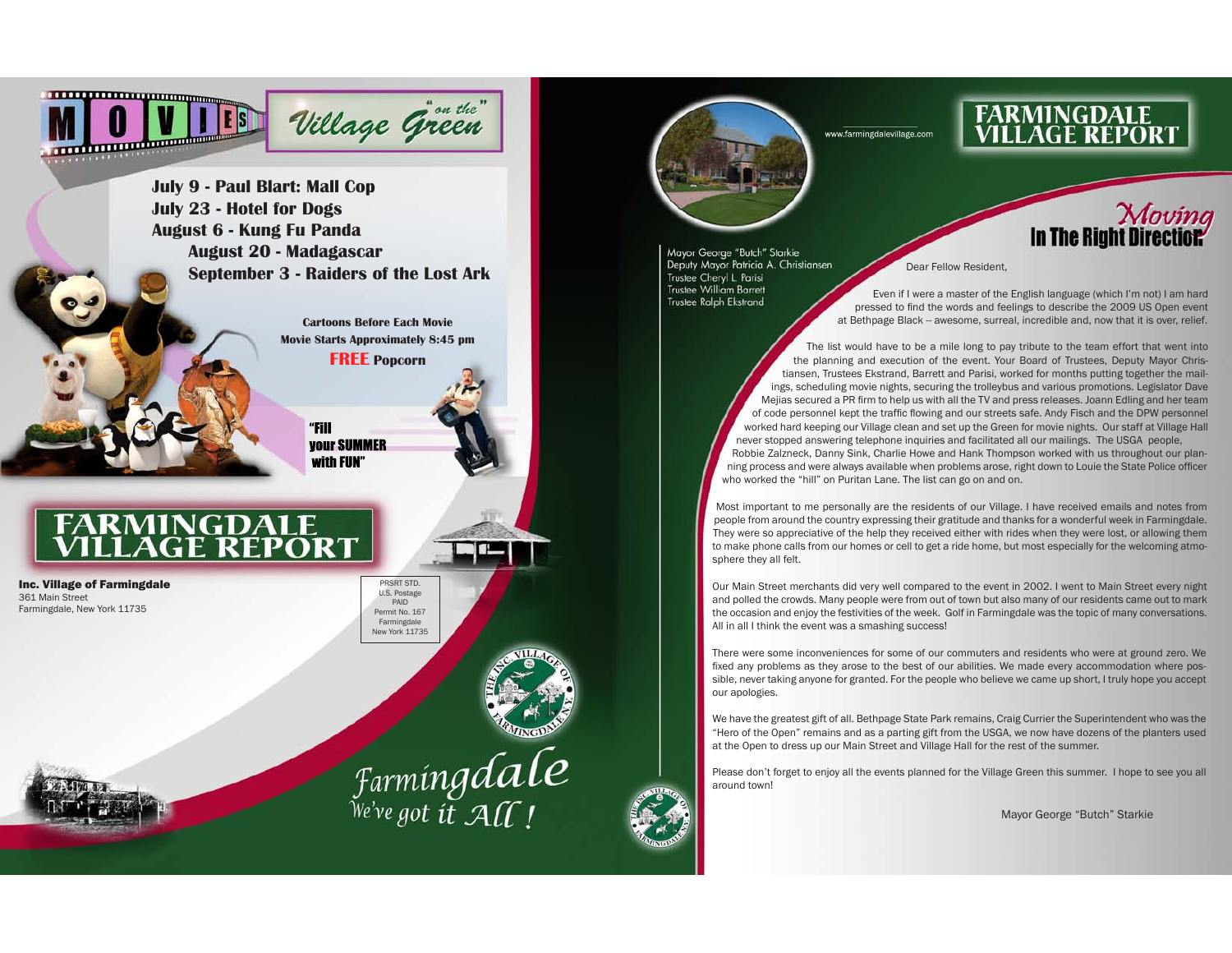# MOVIES "on the" Village Green

**July 9 - Paul Blart: Mall Cop**
**July 23 - Hotel for Dogs**
**August 6 - Kung Fu Panda**
**August 20 - Madagascar**
**September 3 - Raiders of the Lost Ark**

**Cartoons Before Each Movie**
**Movie Starts Approximately 8:45 pm**
**FREE Popcorn**

**"Fill your SUMMER with FUN"**

# FARMINGDALE VILLAGE REPORT

**Inc. Village of Farmingdale**
361 Main Street
Farmingdale, New York 11735

PRSRT STD.
U.S. Postage
PAID
Permit No. 167
Farmingdale
New York 11735

Farmingdale
We've got it All !

---

www.farmingdalevillage.com

# FARMINGDALE VILLAGE REPORT

Mayor George "Butch" Starkie
Deputy Mayor Patricia A. Christiansen
Trustee Cheryl L. Parisi
Trustee William Barrett
Trustee Ralph Ekstrand

## Moving In The Right Direction

Dear Fellow Resident,

Even if I were a master of the English language (which I'm not) I am hard pressed to find the words and feelings to describe the 2009 US Open event at Bethpage Black -- awesome, surreal, incredible and, now that it is over, relief.

The list would have to be a mile long to pay tribute to the team effort that went into the planning and execution of the event. Your Board of Trustees, Deputy Mayor Christiansen, Trustees Ekstrand, Barrett and Parisi, worked for months putting together the mailings, scheduling movie nights, securing the trolleybus and various promotions. Legislator Dave Mejias secured a PR firm to help us with all the TV and press releases. Joann Edling and her team of code personnel kept the traffic flowing and our streets safe. Andy Fisch and the DPW personnel worked hard keeping our Village clean and set up the Green for movie nights. Our staff at Village Hall never stopped answering telephone inquiries and facilitated all our mailings. The USGA people, Robbie Zalzneck, Danny Sink, Charlie Howe and Hank Thompson worked with us throughout our planning process and were always available when problems arose, right down to Louie the State Police officer who worked the "hill" on Puritan Lane. The list can go on and on.

Most important to me personally are the residents of our Village. I have received emails and notes from people from around the country expressing their gratitude and thanks for a wonderful week in Farmingdale. They were so appreciative of the help they received either with rides when they were lost, or allowing them to make phone calls from our homes or cell to get a ride home, but most especially for the welcoming atmosphere they all felt.

Our Main Street merchants did very well compared to the event in 2002. I went to Main Street every night and polled the crowds. Many people were from out of town but also many of our residents came out to mark the occasion and enjoy the festivities of the week. Golf in Farmingdale was the topic of many conversations. All in all I think the event was a smashing success!

There were some inconveniences for some of our commuters and residents who were at ground zero. We fixed any problems as they arose to the best of our abilities. We made every accommodation where possible, never taking anyone for granted. For the people who believe we came up short, I truly hope you accept our apologies.

We have the greatest gift of all. Bethpage State Park remains, Craig Currier the Superintendent who was the "Hero of the Open" remains and as a parting gift from the USGA, we now have dozens of the planters used at the Open to dress up our Main Street and Village Hall for the rest of the summer.

Please don't forget to enjoy all the events planned for the Village Green this summer. I hope to see you all around town!

Mayor George "Butch" Starkie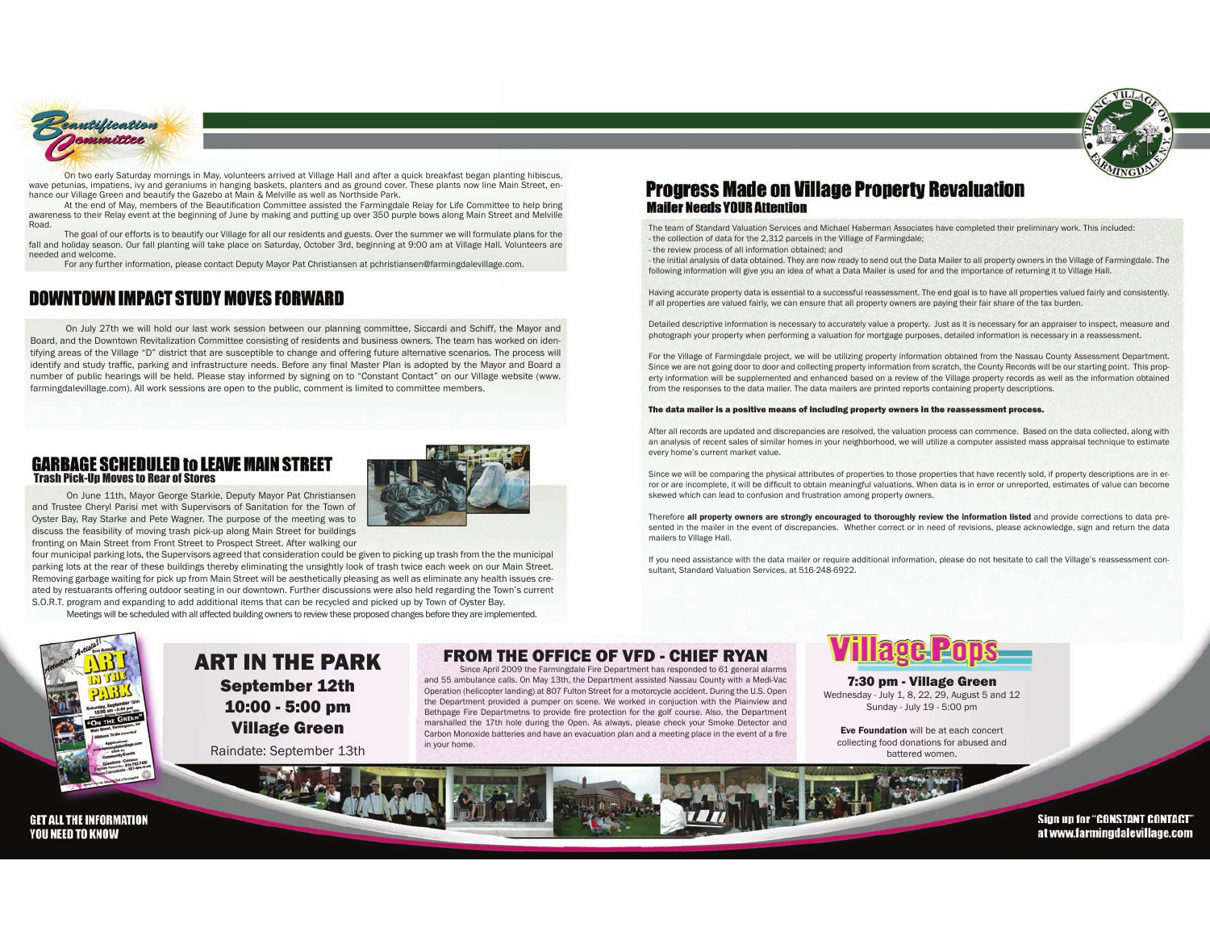# Beautification Committee

On two early Saturday mornings in May, volunteers arrived at Village Hall and after a quick breakfast began planting hibiscus, wave petunias, impatiens, ivy and geraniums in hanging baskets, planters and as ground cover. These plants now line Main Street, enhance our Village Green and beautify the Gazebo at Main & Melville as well as Northside Park.

At the end of May, members of the Beautification Committee assisted the Farmingdale Relay for Life Committee to help bring awareness to their Relay event at the beginning of June by making and putting up over 350 purple bows along Main Street and Melville Road.

The goal of our efforts is to beautify our Village for all our residents and guests. Over the summer we will formulate plans for the fall and holiday season. Our fall planting will take place on Saturday, October 3rd, beginning at 9:00 am at Village Hall. Volunteers are needed and welcome.

For any further information, please contact Deputy Mayor Pat Christiansen at pchristiansen@farmingdalevillage.com.

## DOWNTOWN IMPACT STUDY MOVES FORWARD

On July 27th we will hold our last work session between our planning committee, Siccardi and Schiff, the Mayor and Board, and the Downtown Revitalization Committee consisting of residents and business owners. The team has worked on identifying areas of the Village "D" district that are susceptible to change and offering future alternative scenarios. The process will identify and study traffic, parking and infrastructure needs. Before any final Master Plan is adopted by the Mayor and Board a number of public hearings will be held. Please stay informed by signing on to "Constant Contact" on our Village website (www.farmingdalevillage.com). All work sessions are open to the public, comment is limited to committee members.

## GARBAGE SCHEDULED to LEAVE MAIN STREET

### Trash Pick-Up Moves to Rear of Stores

On June 11th, Mayor George Starkie, Deputy Mayor Pat Christiansen and Trustee Cheryl Parisi met with Supervisors of Sanitation for the Town of Oyster Bay, Ray Starke and Pete Wagner. The purpose of the meeting was to discuss the feasibility of moving trash pick-up along Main Street for buildings fronting on Main Street from Front Street to Prospect Street. After walking our four municipal parking lots, the Supervisors agreed that consideration could be given to picking up trash from the the municipal parking lots at the rear of these buildings thereby eliminating the unsightly look of trash twice each week on our Main Street. Removing garbage waiting for pick up from Main Street will be aesthetically pleasing as well as eliminate any health issues created by restuarants offering outdoor seating in our downtown. Further discussions were also held regarding the Town's current S.O.R.T. program and expanding to add additional items that can be recycled and picked up by Town of Oyster Bay.

Meetings will be scheduled with all affected building owners to review these proposed changes before they are implemented.

## Progress Made on Village Property Revaluation

### Mailer Needs YOUR Attention

The team of Standard Valuation Services and Michael Haberman Associates have completed their preliminary work. This included:
- the collection of data for the 2,312 parcels in the Village of Farmingdale;
- the review process of all information obtained; and
- the initial analysis of data obtained. They are now ready to send out the Data Mailer to all property owners in the Village of Farmingdale. The following information will give you an idea of what a Data Mailer is used for and the importance of returning it to Village Hall.

Having accurate property data is essential to a successful reassessment. The end goal is to have all properties valued fairly and consistently. If all properties are valued fairly, we can ensure that all property owners are paying their fair share of the tax burden.

Detailed descriptive information is necessary to accurately value a property. Just as it is necessary for an appraiser to inspect, measure and photograph your property when performing a valuation for mortgage purposes, detailed information is necessary in a reassessment.

For the Village of Farmingdale project, we will be utilizing property information obtained from the Nassau County Assessment Department. Since we are not going door to door and collecting property information from scratch, the County Records will be our starting point. This property information will be supplemented and enhanced based on a review of the Village property records as well as the information obtained from the responses to the data mailer. The data mailers are printed reports containing property descriptions.

**The data mailer is a positive means of including property owners in the reassessment process.**

After all records are updated and discrepancies are resolved, the valuation process can commence. Based on the data collected, along with an analysis of recent sales of similar homes in your neighborhood, we will utilize a computer assisted mass appraisal technique to estimate every home's current market value.

Since we will be comparing the physical attributes of properties to those properties that have recently sold, if property descriptions are in error or are incomplete, it will be difficult to obtain meaningful valuations. When data is in error or unreported, estimates of value can become skewed which can lead to confusion and frustration among property owners.

Therefore **all property owners are strongly encouraged to thoroughly review the information listed** and provide corrections to data presented in the mailer in the event of discrepancies. Whether correct or in need of revisions, please acknowledge, sign and return the data mailers to Village Hall.

If you need assistance with the data mailer or require additional information, please do not hesitate to call the Village's reassessment consultant, Standard Valuation Services, at 516-248-6922.

## ART IN THE PARK

**September 12th**
**10:00 - 5:00 pm**
**Village Green**

Raindate: September 13th

## FROM THE OFFICE OF VFD - CHIEF RYAN

Since April 2009 the Farmingdale Fire Department has responded to 61 general alarms and 55 ambulance calls. On May 13th, the Department assisted Nassau County with a Medi-Vac Operation (helicopter landing) at 807 Fulton Street for a motorcycle accident. During the U.S. Open the Department provided a pumper on scene. We worked in conjuction with the Plainview and Bethpage Fire Departmetns to provide fire protection for the golf course. Also, the Department marshalled the 17th hole during the Open. As always, please check your Smoke Detector and Carbon Monoxide batteries and have an evacuation plan and a meeting place in the event of a fire in your home.

## Village Pops

**7:30 pm - Village Green**
Wednesday - July 1, 8, 22, 29, August 5 and 12
Sunday - July 19 - 5:00 pm

**Eve Foundation** will be at each concert collecting food donations for abused and battered women.

**GET ALL THE INFORMATION YOU NEED TO KNOW**

**Sign up for "CONSTANT CONTACT" at www.farmingdalevillage.com**